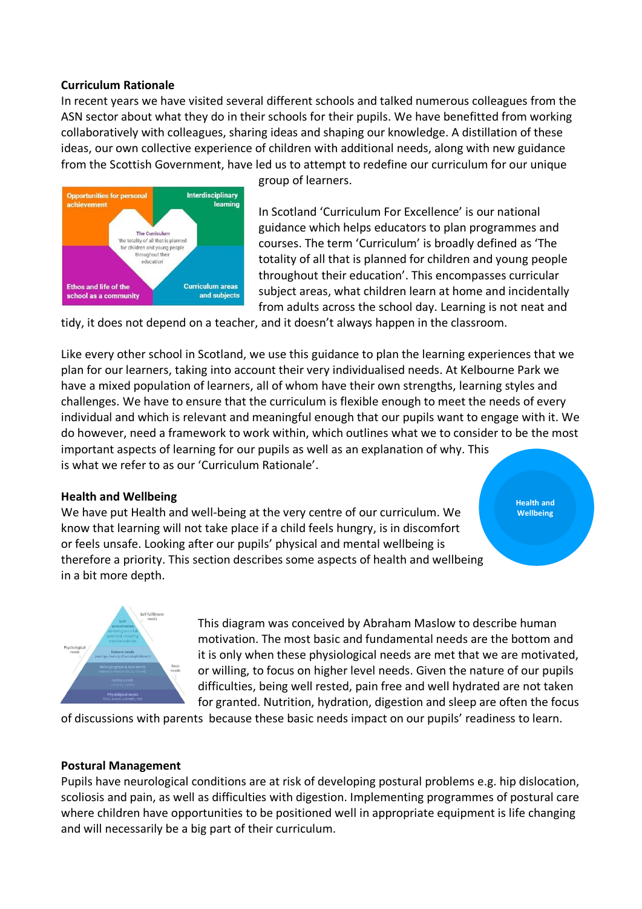**Curriculum Rationale**

In recent years we have visited several different schools and talked numerous colleagues from the ASN sector about what they do in their schools for their pupils. We have benefitted from working collaboratively with colleagues, sharing ideas and shaping our knowledge. A distillation of these ideas, our own collective experience of children with additional needs, along with new guidance from the Scottish Government, have led us to attempt to redefine our curriculum for our unique group of learners.

In Scotland 'Curriculum For Excellence' is our national guidance which helps educators to plan programmes and courses. The term 'Curriculum' is broadly defined as 'The totality of all that is planned for children and young people throughout their education'. This encompasses curricular subject areas, what children learn at home and incidentally from adults across the school day. Learning is not neat and tidy, it does not depend on a teacher, and it doesn't always happen in the classroom.

Like every other school in Scotland, we use this guidance to plan the learning experiences that we plan for our learners, taking into account their very individualised needs. At Kelbourne Park we have a mixed population of learners, all of whom have their own strengths, learning styles and challenges. We have to ensure that the curriculum is flexible enough to meet the needs of every individual and which is relevant and meaningful enough that our pupils want to engage with it. We do however, need a framework to work within, which outlines what we to consider to be the most important aspects of learning for our pupils as well as an explanation of why. This is what we refer to as our 'Curriculum Rationale'.

**Health and Wellbeing**

We have put Health and well-being at the very centre of our curriculum. We know that learning will not take place if a child feels hungry, is in discomfort or feels unsafe. Looking after our pupils' physical and mental wellbeing is therefore a priority. This section describes some aspects of health and wellbeing in a bit more depth.

This diagram was conceived by Abraham Maslow to describe human motivation. The most basic and fundamental needs are the bottom and it is only when these physiological needs are met that we are motivated, or willing, to focus on higher level needs. Given the nature of our pupils difficulties, being well rested, pain free and well hydrated are not taken for granted. Nutrition, hydration, digestion and sleep are often the focus of discussions with parents because these basic needs impact on our pupils' readiness to learn.

**Postural Management**

Pupils have neurological conditions are at risk of developing postural problems e.g. hip dislocation, scoliosis and pain, as well as difficulties with digestion. Implementing programmes of postural care where children have opportunities to be positioned well in appropriate equipment is life changing and will necessarily be a big part of their curriculum.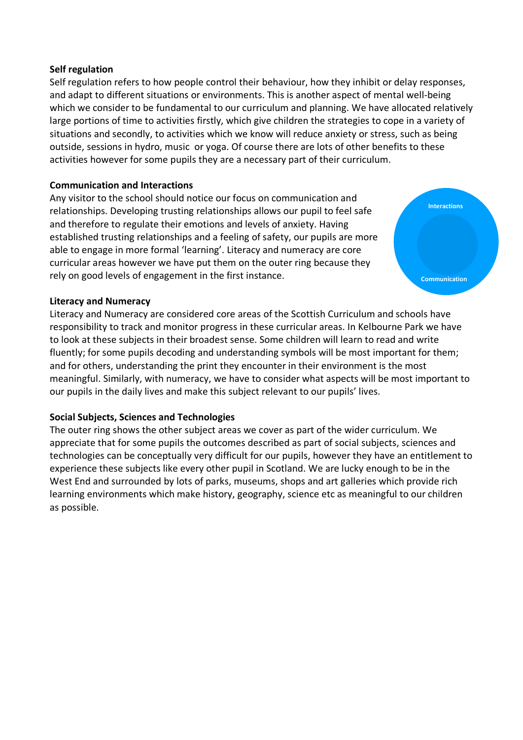**Self regulation**

Self regulation refers to how people control their behaviour, how they inhibit or delay responses, and adapt to different situations or environments. This is another aspect of mental well-being which we consider to be fundamental to our curriculum and planning. We have allocated relatively large portions of time to activities firstly, which give children the strategies to cope in a variety of situations and secondly, to activities which we know will reduce anxiety or stress, such as being outside, sessions in hydro, music or yoga. Of course there are lots of other benefits to these activities however for some pupils they are a necessary part of their curriculum.

**Communication and Interactions**

Any visitor to the school should notice our focus on communication and relationships. Developing trusting relationships allows our pupil to feel safe and therefore to regulate their emotions and levels of anxiety. Having established trusting relationships and a feeling of safety, our pupils are more able to engage in more formal 'learning'. Literacy and numeracy are core curricular areas however we have put them on the outer ring because they rely on good levels of engagement in the first instance.

Interactions

Communication

**Literacy and Numeracy**

Literacy and Numeracy are considered core areas of the Scottish Curriculum and schools have responsibility to track and monitor progress in these curricular areas. In Kelbourne Park we have to look at these subjects in their broadest sense. Some children will learn to read and write fluently; for some pupils decoding and understanding symbols will be most important for them; and for others, understanding the print they encounter in their environment is the most meaningful. Similarly, with numeracy, we have to consider what aspects will be most important to our pupils in the daily lives and make this subject relevant to our pupils' lives.

**Social Subjects, Sciences and Technologies**

The outer ring shows the other subject areas we cover as part of the wider curriculum. We appreciate that for some pupils the outcomes described as part of social subjects, sciences and technologies can be conceptually very difficult for our pupils, however they have an entitlement to experience these subjects like every other pupil in Scotland. We are lucky enough to be in the West End and surrounded by lots of parks, museums, shops and art galleries which provide rich learning environments which make history, geography, science etc as meaningful to our children as possible.